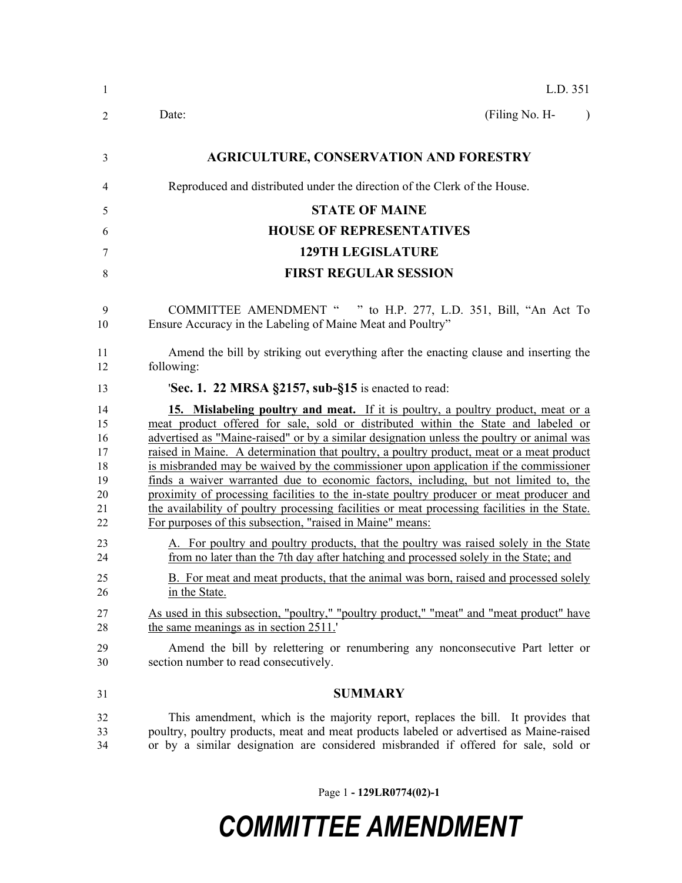L.D. 351

Date: (Filing No. H- )

## AGRICULTURE, CONSERVATION AND FORESTRY

Reproduced and distributed under the direction of the Clerk of the House.

## STATE OF MAINE

## HOUSE OF REPRESENTATIVES

## 129TH LEGISLATURE

## FIRST REGULAR SESSION

COMMITTEE AMENDMENT " " to H.P. 277, L.D. 351, Bill, "An Act To Ensure Accuracy in the Labeling of Maine Meat and Poultry"

Amend the bill by striking out everything after the enacting clause and inserting the following:

'**Sec. 1. 22 MRSA §2157, sub-§15** is enacted to read:

**15. Mislabeling poultry and meat.** If it is poultry, a poultry product, meat or a meat product offered for sale, sold or distributed within the State and labeled or advertised as "Maine-raised" or by a similar designation unless the poultry or animal was raised in Maine. A determination that poultry, a poultry product, meat or a meat product is misbranded may be waived by the commissioner upon application if the commissioner finds a waiver warranted due to economic factors, including, but not limited to, the proximity of processing facilities to the in-state poultry producer or meat producer and the availability of poultry processing facilities or meat processing facilities in the State. For purposes of this subsection, "raised in Maine" means:

A. For poultry and poultry products, that the poultry was raised solely in the State from no later than the 7th day after hatching and processed solely in the State; and

B. For meat and meat products, that the animal was born, raised and processed solely in the State.

As used in this subsection, "poultry," "poultry product," "meat" and "meat product" have the same meanings as in section 2511.'

Amend the bill by relettering or renumbering any nonconsecutive Part letter or section number to read consecutively.

## SUMMARY

This amendment, which is the majority report, replaces the bill. It provides that poultry, poultry products, meat and meat products labeled or advertised as Maine-raised or by a similar designation are considered misbranded if offered for sale, sold or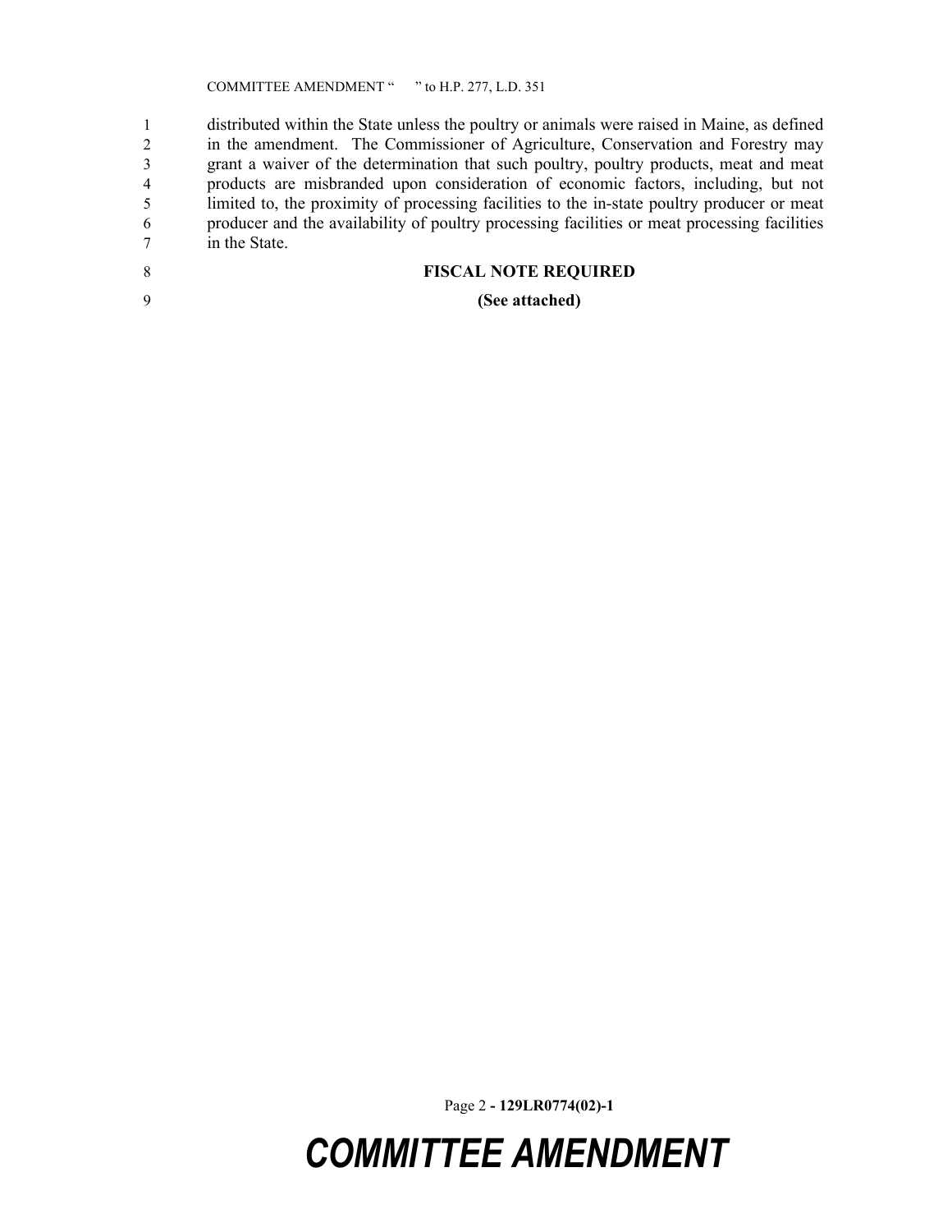distributed within the State unless the poultry or animals were raised in Maine, as defined in the amendment. The Commissioner of Agriculture, Conservation and Forestry may grant a waiver of the determination that such poultry, poultry products, meat and meat products are misbranded upon consideration of economic factors, including, but not limited to, the proximity of processing facilities to the in-state poultry producer or meat producer and the availability of poultry processing facilities or meat processing facilities in the State.

**FISCAL NOTE REQUIRED**

**(See attached)**